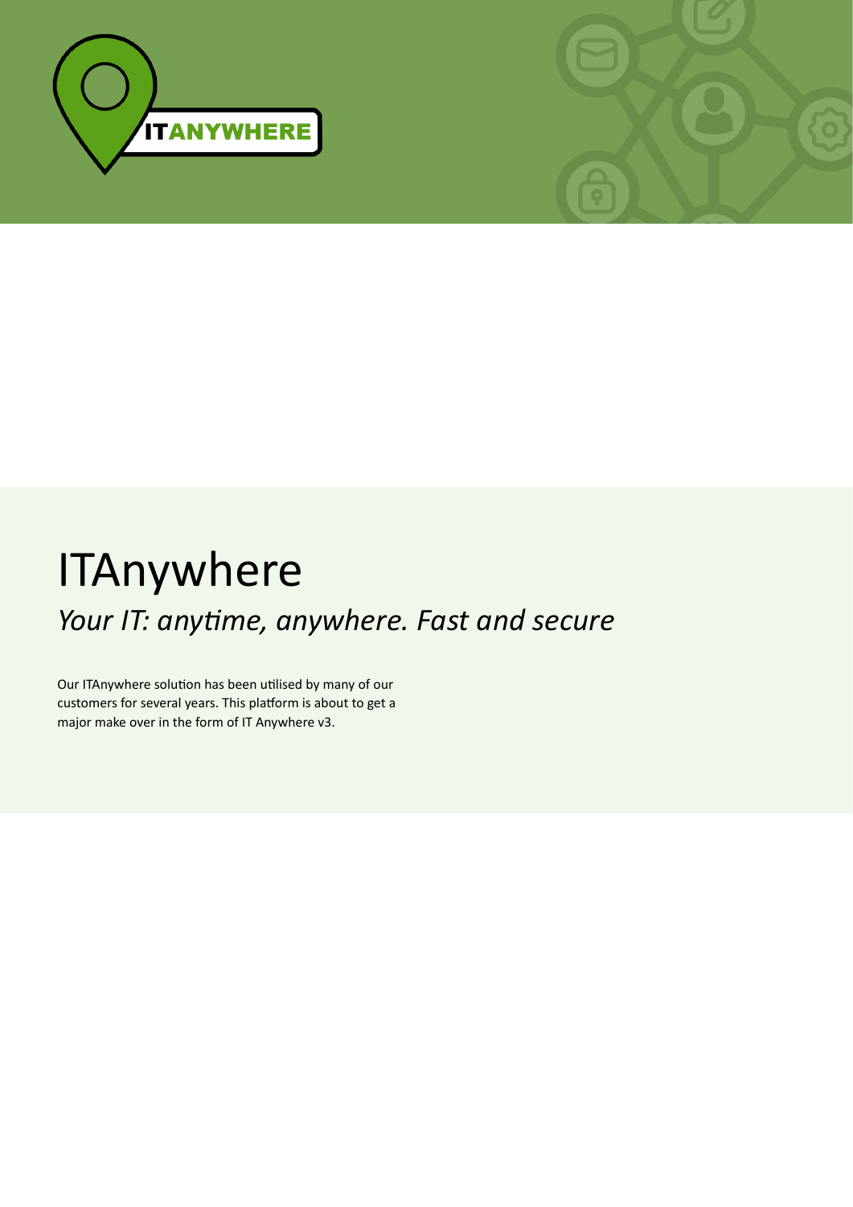# ITAnywhere

*Your IT: anytime, anywhere. Fast and secure*

Our ITAnywhere solution has been utilised by many of our customers for several years. This platform is about to get a major make over in the form of IT Anywhere v3.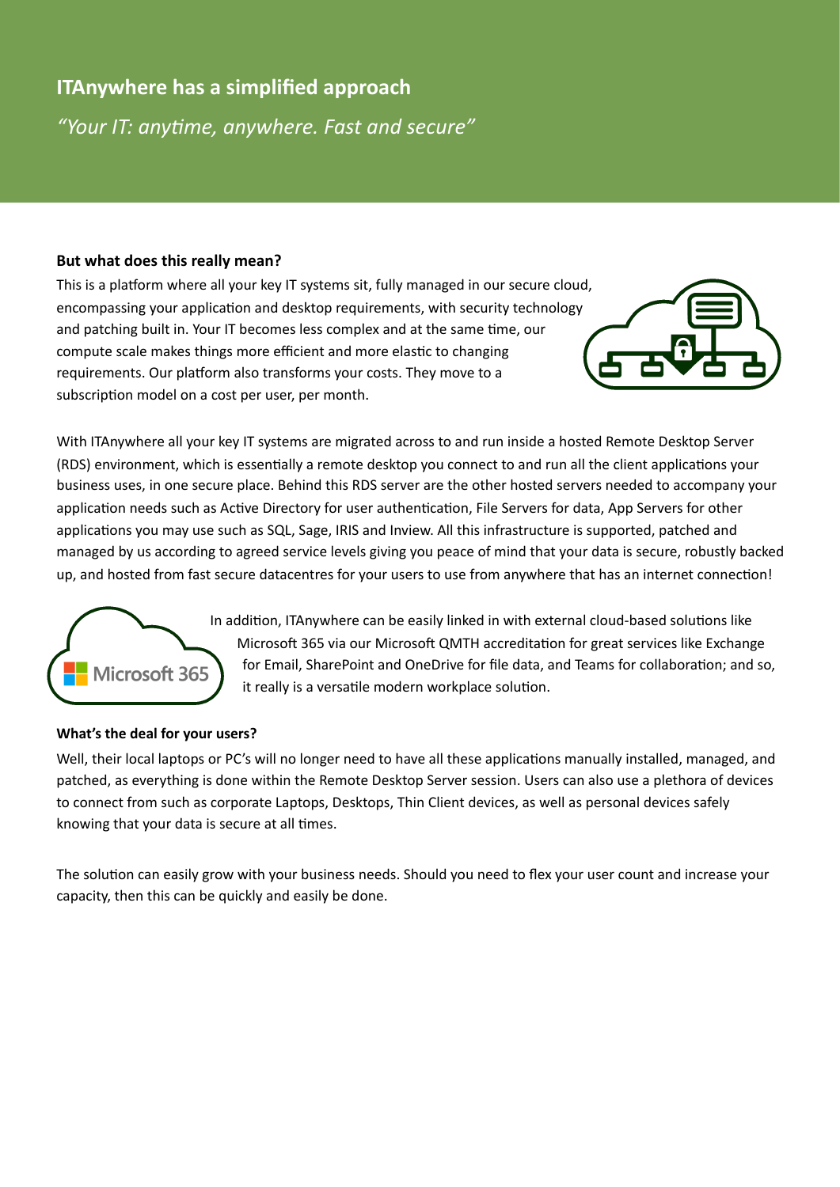## ITAnywhere has a simplified approach

*"Your IT: anytime, anywhere. Fast and secure"*

**But what does this really mean?**

This is a platform where all your key IT systems sit, fully managed in our secure cloud, encompassing your application and desktop requirements, with security technology and patching built in. Your IT becomes less complex and at the same time, our compute scale makes things more efficient and more elastic to changing requirements. Our platform also transforms your costs. They move to a subscription model on a cost per user, per month.

With ITAnywhere all your key IT systems are migrated across to and run inside a hosted Remote Desktop Server (RDS) environment, which is essentially a remote desktop you connect to and run all the client applications your business uses, in one secure place. Behind this RDS server are the other hosted servers needed to accompany your application needs such as Active Directory for user authentication, File Servers for data, App Servers for other applications you may use such as SQL, Sage, IRIS and Inview. All this infrastructure is supported, patched and managed by us according to agreed service levels giving you peace of mind that your data is secure, robustly backed up, and hosted from fast secure datacentres for your users to use from anywhere that has an internet connection!

Microsoft 365

In addition, ITAnywhere can be easily linked in with external cloud-based solutions like Microsoft 365 via our Microsoft QMTH accreditation for great services like Exchange for Email, SharePoint and OneDrive for file data, and Teams for collaboration; and so, it really is a versatile modern workplace solution.

**What's the deal for your users?**

Well, their local laptops or PC's will no longer need to have all these applications manually installed, managed, and patched, as everything is done within the Remote Desktop Server session. Users can also use a plethora of devices to connect from such as corporate Laptops, Desktops, Thin Client devices, as well as personal devices safely knowing that your data is secure at all times.

The solution can easily grow with your business needs. Should you need to flex your user count and increase your capacity, then this can be quickly and easily be done.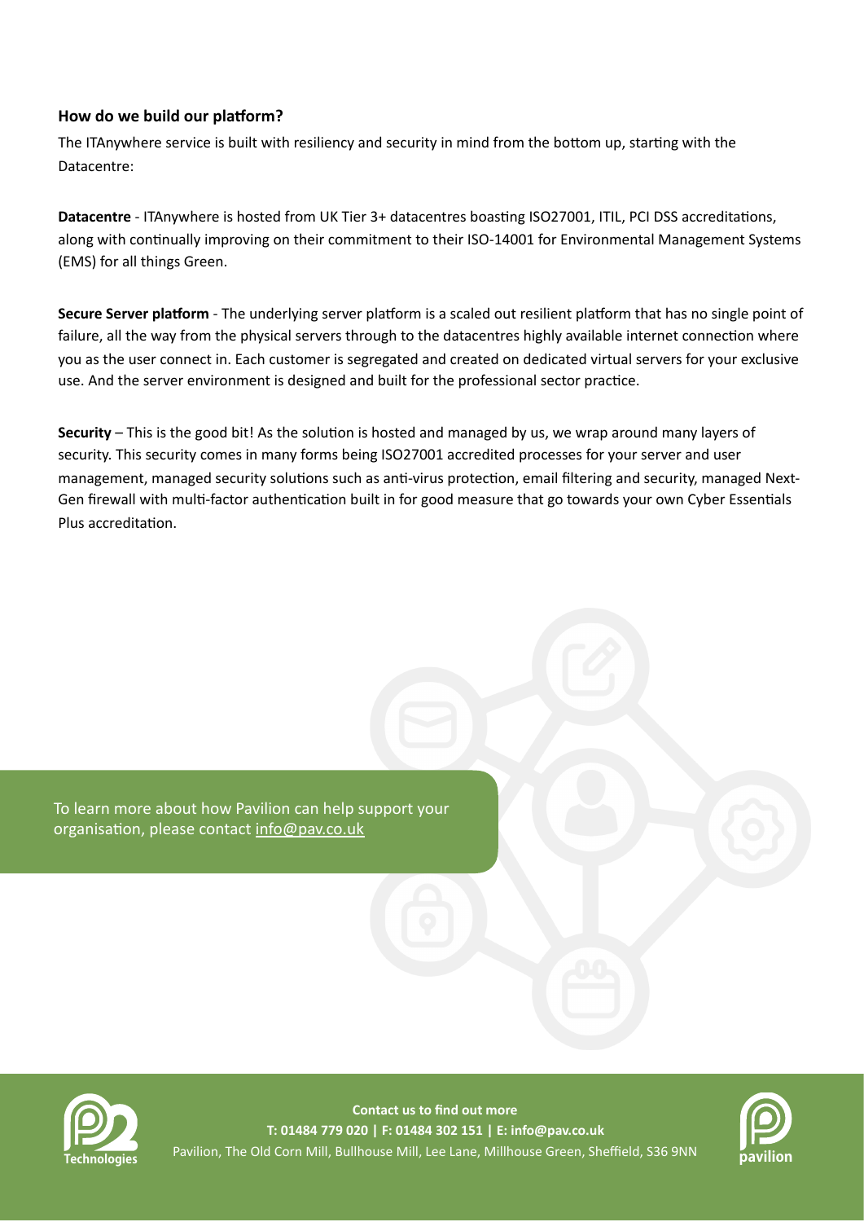### How do we build our platform?

The ITAnywhere service is built with resiliency and security in mind from the bottom up, starting with the Datacentre:

**Datacentre** - ITAnywhere is hosted from UK Tier 3+ datacentres boasting ISO27001, ITIL, PCI DSS accreditations, along with continually improving on their commitment to their ISO-14001 for Environmental Management Systems (EMS) for all things Green.

**Secure Server platform** - The underlying server platform is a scaled out resilient platform that has no single point of failure, all the way from the physical servers through to the datacentres highly available internet connection where you as the user connect in. Each customer is segregated and created on dedicated virtual servers for your exclusive use. And the server environment is designed and built for the professional sector practice.

**Security** – This is the good bit! As the solution is hosted and managed by us, we wrap around many layers of security. This security comes in many forms being ISO27001 accredited processes for your server and user management, managed security solutions such as anti-virus protection, email filtering and security, managed Next-Gen firewall with multi-factor authentication built in for good measure that go towards your own Cyber Essentials Plus accreditation.

To learn more about how Pavilion can help support your organisation, please contact info@pav.co.uk

**Contact us to find out more**

**T: 01484 779 020 | F: 01484 302 151 | E: info@pav.co.uk**

Pavilion, The Old Corn Mill, Bullhouse Mill, Lee Lane, Millhouse Green, Sheffield, S36 9NN